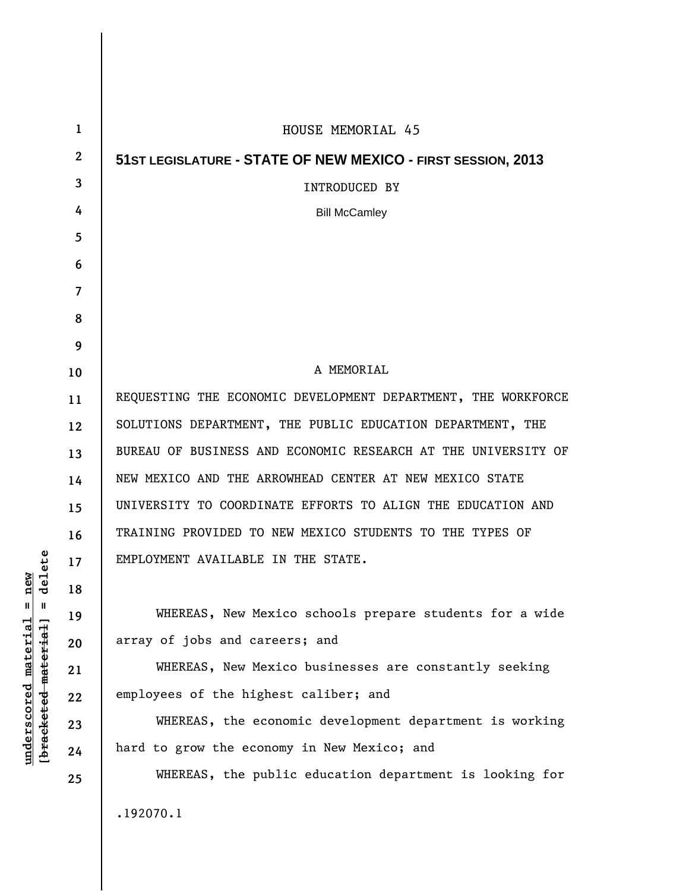HOUSE MEMORIAL 45

**51ST LEGISLATURE - STATE OF NEW MEXICO - FIRST SESSION, 2013**

INTRODUCED BY

Bill McCamley

A MEMORIAL

REQUESTING THE ECONOMIC DEVELOPMENT DEPARTMENT, THE WORKFORCE SOLUTIONS DEPARTMENT, THE PUBLIC EDUCATION DEPARTMENT, THE BUREAU OF BUSINESS AND ECONOMIC RESEARCH AT THE UNIVERSITY OF NEW MEXICO AND THE ARROWHEAD CENTER AT NEW MEXICO STATE UNIVERSITY TO COORDINATE EFFORTS TO ALIGN THE EDUCATION AND TRAINING PROVIDED TO NEW MEXICO STUDENTS TO THE TYPES OF EMPLOYMENT AVAILABLE IN THE STATE.

WHEREAS, New Mexico schools prepare students for a wide array of jobs and careers; and

WHEREAS, New Mexico businesses are constantly seeking employees of the highest caliber; and

WHEREAS, the economic development department is working hard to grow the economy in New Mexico; and

WHEREAS, the public education department is looking for

.192070.1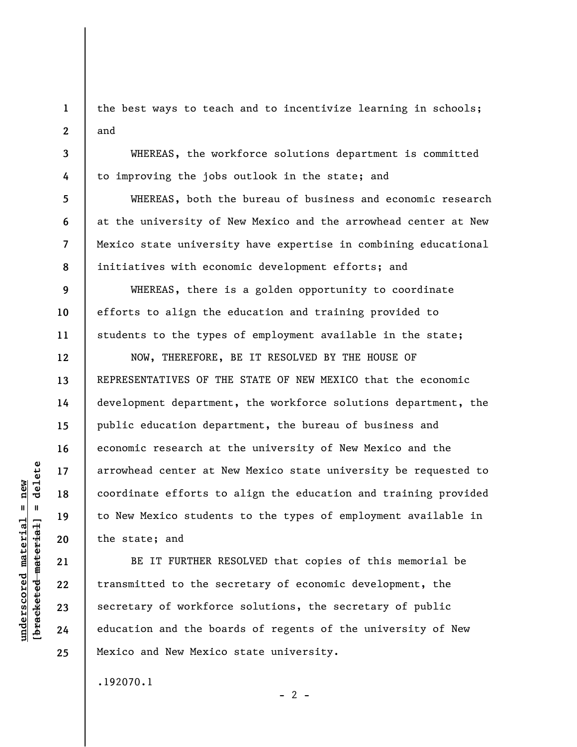the best ways to teach and to incentivize learning in schools; and

WHEREAS, the workforce solutions department is committed to improving the jobs outlook in the state; and

WHEREAS, both the bureau of business and economic research at the university of New Mexico and the arrowhead center at New Mexico state university have expertise in combining educational initiatives with economic development efforts; and

WHEREAS, there is a golden opportunity to coordinate efforts to align the education and training provided to students to the types of employment available in the state;

NOW, THEREFORE, BE IT RESOLVED BY THE HOUSE OF REPRESENTATIVES OF THE STATE OF NEW MEXICO that the economic development department, the workforce solutions department, the public education department, the bureau of business and economic research at the university of New Mexico and the arrowhead center at New Mexico state university be requested to coordinate efforts to align the education and training provided to New Mexico students to the types of employment available in the state; and

BE IT FURTHER RESOLVED that copies of this memorial be transmitted to the secretary of economic development, the secretary of workforce solutions, the secretary of public education and the boards of regents of the university of New Mexico and New Mexico state university.

.192070.1